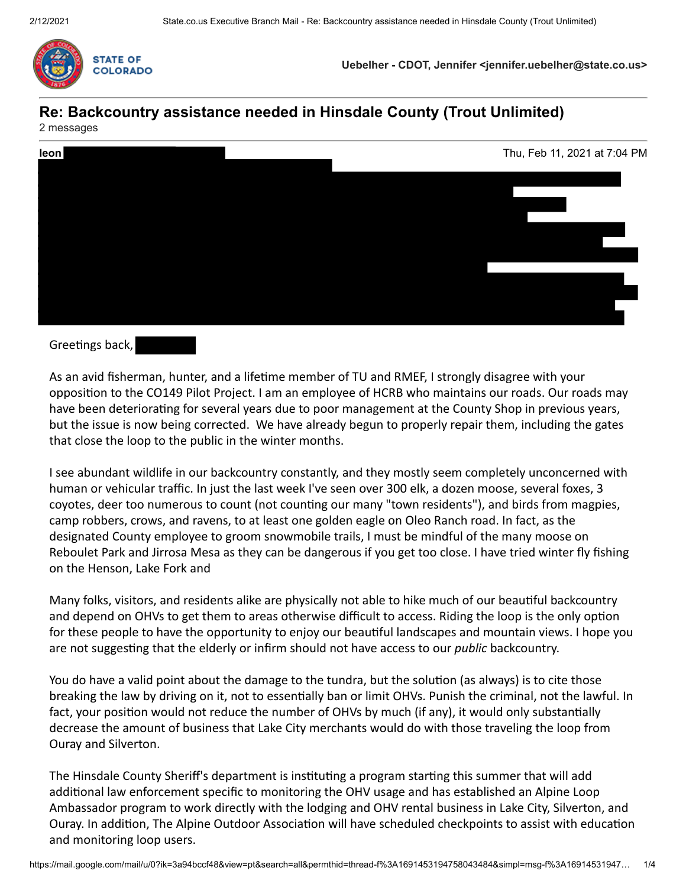STATE OF COLORADO

**Uebelher - CDOT, Jennifer <jennifer.uebelher@state.co.us>**

# Re: Backcountry assistance needed in Hinsdale County (Trout Unlimited)

2 messages

**leon** Thu, Feb 11, 2021 at 7:04 PM

Greetings back,

As an avid fisherman, hunter, and a lifetime member of TU and RMEF, I strongly disagree with your opposition to the CO149 Pilot Project. I am an employee of HCRB who maintains our roads. Our roads may have been deteriorating for several years due to poor management at the County Shop in previous years, but the issue is now being corrected. We have already begun to properly repair them, including the gates that close the loop to the public in the winter months.

I see abundant wildlife in our backcountry constantly, and they mostly seem completely unconcerned with human or vehicular traffic. In just the last week I've seen over 300 elk, a dozen moose, several foxes, 3 coyotes, deer too numerous to count (not counting our many "town residents"), and birds from magpies, camp robbers, crows, and ravens, to at least one golden eagle on Oleo Ranch road. In fact, as the designated County employee to groom snowmobile trails, I must be mindful of the many moose on Reboulet Park and Jirrosa Mesa as they can be dangerous if you get too close. I have tried winter fly fishing on the Henson, Lake Fork and

Many folks, visitors, and residents alike are physically not able to hike much of our beautiful backcountry and depend on OHVs to get them to areas otherwise difficult to access. Riding the loop is the only option for these people to have the opportunity to enjoy our beautiful landscapes and mountain views. I hope you are not suggesting that the elderly or infirm should not have access to our *public* backcountry.

You do have a valid point about the damage to the tundra, but the solution (as always) is to cite those breaking the law by driving on it, not to essentially ban or limit OHVs. Punish the criminal, not the lawful. In fact, your position would not reduce the number of OHVs by much (if any), it would only substantially decrease the amount of business that Lake City merchants would do with those traveling the loop from Ouray and Silverton.

The Hinsdale County Sheriff's department is instituting a program starting this summer that will add additional law enforcement specific to monitoring the OHV usage and has established an Alpine Loop Ambassador program to work directly with the lodging and OHV rental business in Lake City, Silverton, and Ouray. In addition, The Alpine Outdoor Association will have scheduled checkpoints to assist with education and monitoring loop users.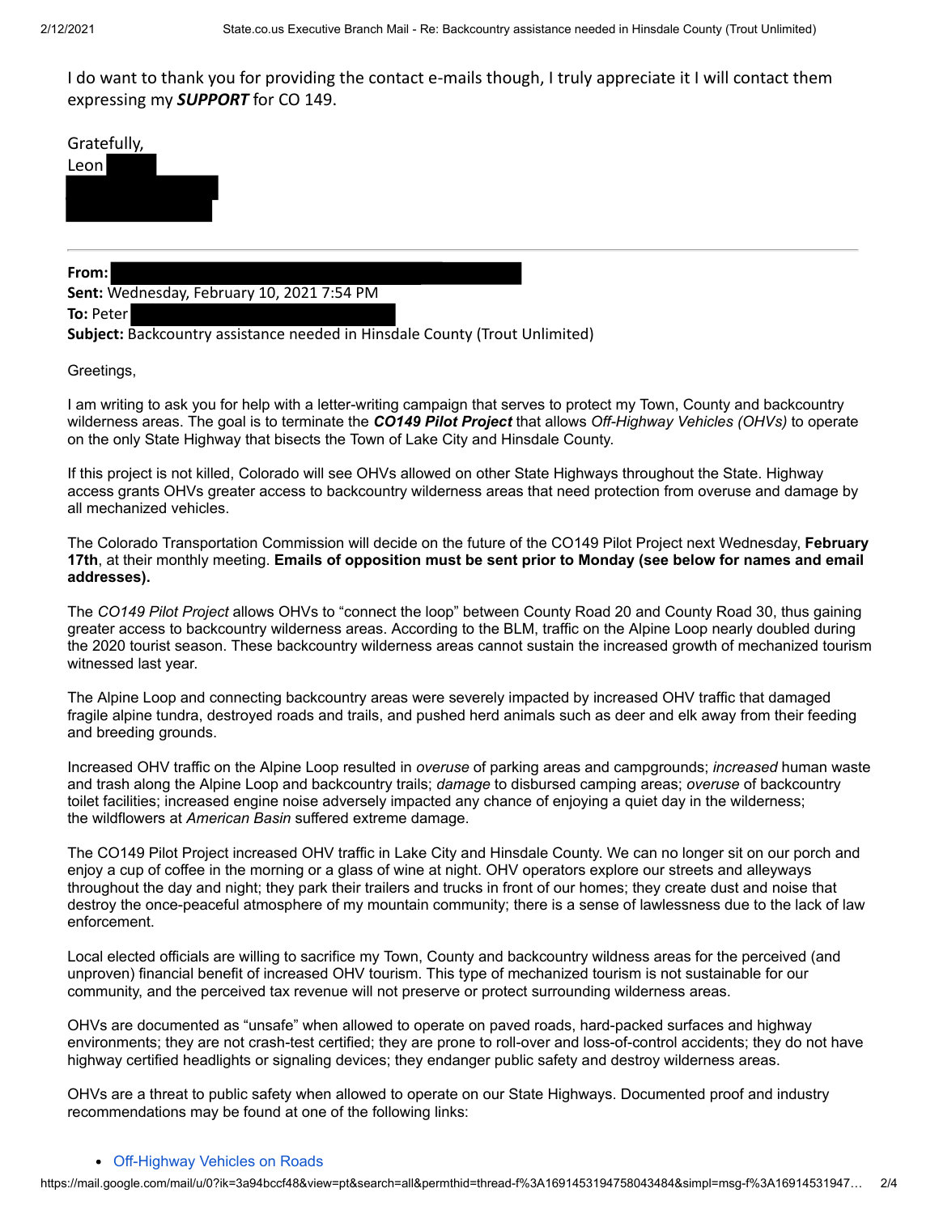I do want to thank you for providing the contact e-mails though, I truly appreciate it I will contact them expressing my ***SUPPORT*** for CO 149.

Gratefully,
Leon

---

**From:**
**Sent:** Wednesday, February 10, 2021 7:54 PM
**To:** Peter
**Subject:** Backcountry assistance needed in Hinsdale County (Trout Unlimited)

Greetings,

I am writing to ask you for help with a letter-writing campaign that serves to protect my Town, County and backcountry wilderness areas. The goal is to terminate the ***CO149 Pilot Project*** that allows *Off-Highway Vehicles (OHVs)* to operate on the only State Highway that bisects the Town of Lake City and Hinsdale County.

If this project is not killed, Colorado will see OHVs allowed on other State Highways throughout the State. Highway access grants OHVs greater access to backcountry wilderness areas that need protection from overuse and damage by all mechanized vehicles.

The Colorado Transportation Commission will decide on the future of the CO149 Pilot Project next Wednesday, **February 17th**, at their monthly meeting. **Emails of opposition must be sent prior to Monday (see below for names and email addresses).**

The *CO149 Pilot Project* allows OHVs to "connect the loop" between County Road 20 and County Road 30, thus gaining greater access to backcountry wilderness areas. According to the BLM, traffic on the Alpine Loop nearly doubled during the 2020 tourist season. These backcountry wilderness areas cannot sustain the increased growth of mechanized tourism witnessed last year.

The Alpine Loop and connecting backcountry areas were severely impacted by increased OHV traffic that damaged fragile alpine tundra, destroyed roads and trails, and pushed herd animals such as deer and elk away from their feeding and breeding grounds.

Increased OHV traffic on the Alpine Loop resulted in *overuse* of parking areas and campgrounds; *increased* human waste and trash along the Alpine Loop and backcountry trails; *damage* to disbursed camping areas; *overuse* of backcountry toilet facilities; increased engine noise adversely impacted any chance of enjoying a quiet day in the wilderness; the wildflowers at *American Basin* suffered extreme damage.

The CO149 Pilot Project increased OHV traffic in Lake City and Hinsdale County. We can no longer sit on our porch and enjoy a cup of coffee in the morning or a glass of wine at night. OHV operators explore our streets and alleyways throughout the day and night; they park their trailers and trucks in front of our homes; they create dust and noise that destroy the once-peaceful atmosphere of my mountain community; there is a sense of lawlessness due to the lack of law enforcement.

Local elected officials are willing to sacrifice my Town, County and backcountry wildness areas for the perceived (and unproven) financial benefit of increased OHV tourism. This type of mechanized tourism is not sustainable for our community, and the perceived tax revenue will not preserve or protect surrounding wilderness areas.

OHVs are documented as "unsafe" when allowed to operate on paved roads, hard-packed surfaces and highway environments; they are not crash-test certified; they are prone to roll-over and loss-of-control accidents; they do not have highway certified headlights or signaling devices; they endanger public safety and destroy wilderness areas.

OHVs are a threat to public safety when allowed to operate on our State Highways. Documented proof and industry recommendations may be found at one of the following links:

- Off-Highway Vehicles on Roads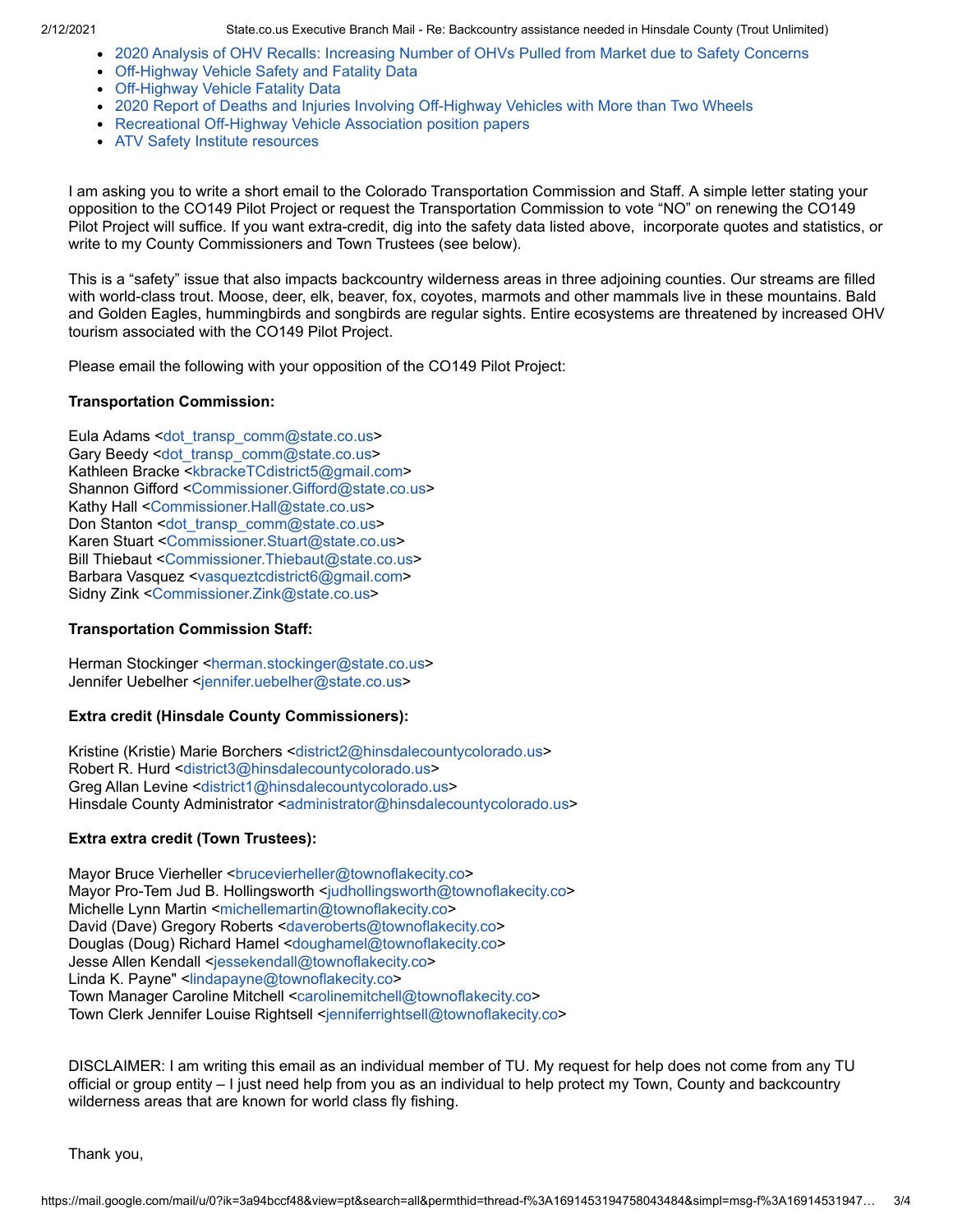- 2020 Analysis of OHV Recalls: Increasing Number of OHVs Pulled from Market due to Safety Concerns
- Off-Highway Vehicle Safety and Fatality Data
- Off-Highway Vehicle Fatality Data
- 2020 Report of Deaths and Injuries Involving Off-Highway Vehicles with More than Two Wheels
- Recreational Off-Highway Vehicle Association position papers
- ATV Safety Institute resources

I am asking you to write a short email to the Colorado Transportation Commission and Staff. A simple letter stating your opposition to the CO149 Pilot Project or request the Transportation Commission to vote "NO" on renewing the CO149 Pilot Project will suffice. If you want extra-credit, dig into the safety data listed above, incorporate quotes and statistics, or write to my County Commissioners and Town Trustees (see below).

This is a "safety" issue that also impacts backcountry wilderness areas in three adjoining counties. Our streams are filled with world-class trout. Moose, deer, elk, beaver, fox, coyotes, marmots and other mammals live in these mountains. Bald and Golden Eagles, hummingbirds and songbirds are regular sights. Entire ecosystems are threatened by increased OHV tourism associated with the CO149 Pilot Project.

Please email the following with your opposition of the CO149 Pilot Project:

**Transportation Commission:**

Eula Adams <dot_transp_comm@state.co.us>
Gary Beedy <dot_transp_comm@state.co.us>
Kathleen Bracke <kbrackeTCdistrict5@gmail.com>
Shannon Gifford <Commissioner.Gifford@state.co.us>
Kathy Hall <Commissioner.Hall@state.co.us>
Don Stanton <dot_transp_comm@state.co.us>
Karen Stuart <Commissioner.Stuart@state.co.us>
Bill Thiebaut <Commissioner.Thiebaut@state.co.us>
Barbara Vasquez <vasqueztcdistrict6@gmail.com>
Sidny Zink <Commissioner.Zink@state.co.us>

**Transportation Commission Staff:**

Herman Stockinger <herman.stockinger@state.co.us>
Jennifer Uebelher <jennifer.uebelher@state.co.us>

**Extra credit (Hinsdale County Commissioners):**

Kristine (Kristie) Marie Borchers <district2@hinsdalecountycolorado.us>
Robert R. Hurd <district3@hinsdalecountycolorado.us>
Greg Allan Levine <district1@hinsdalecountycolorado.us>
Hinsdale County Administrator <administrator@hinsdalecountycolorado.us>

**Extra extra credit (Town Trustees):**

Mayor Bruce Vierheller <brucevierheller@townoflakecity.co>
Mayor Pro-Tem Jud B. Hollingsworth <judhollingsworth@townoflakecity.co>
Michelle Lynn Martin <michellemartin@townoflakecity.co>
David (Dave) Gregory Roberts <daveroberts@townoflakecity.co>
Douglas (Doug) Richard Hamel <doughamel@townoflakecity.co>
Jesse Allen Kendall <jessekendall@townoflakecity.co>
Linda K. Payne" <lindapayne@townoflakecity.co>
Town Manager Caroline Mitchell <carolinemitchell@townoflakecity.co>
Town Clerk Jennifer Louise Rightsell <jenniferrightsell@townoflakecity.co>

DISCLAIMER: I am writing this email as an individual member of TU. My request for help does not come from any TU official or group entity – I just need help from you as an individual to help protect my Town, County and backcountry wilderness areas that are known for world class fly fishing.

Thank you,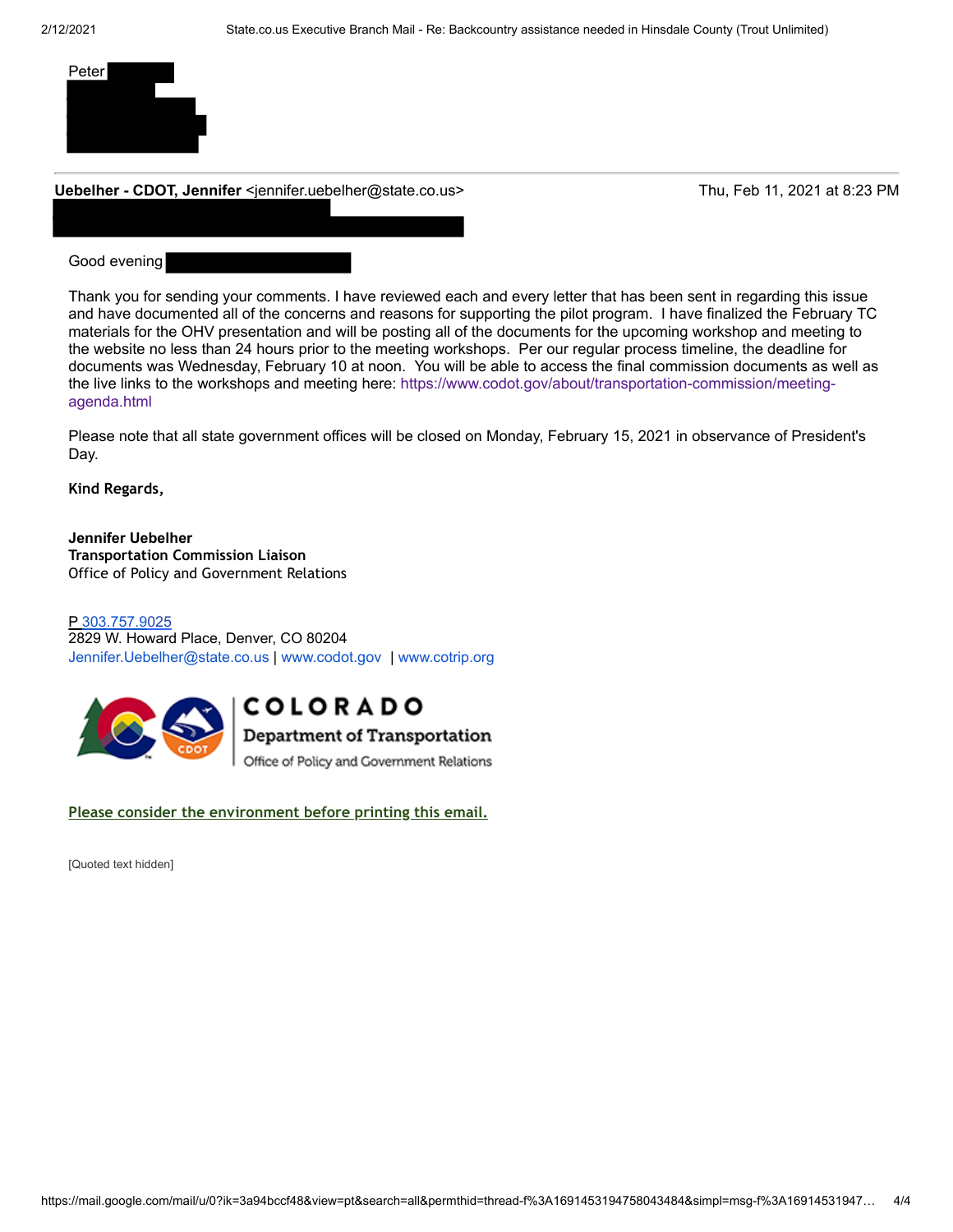Peter

---

**Uebelher - CDOT, Jennifer** <jennifer.uebelher@state.co.us> Thu, Feb 11, 2021 at 8:23 PM

Good evening

Thank you for sending your comments. I have reviewed each and every letter that has been sent in regarding this issue and have documented all of the concerns and reasons for supporting the pilot program. I have finalized the February TC materials for the OHV presentation and will be posting all of the documents for the upcoming workshop and meeting to the website no less than 24 hours prior to the meeting workshops. Per our regular process timeline, the deadline for documents was Wednesday, February 10 at noon. You will be able to access the final commission documents as well as the live links to the workshops and meeting here: https://www.codot.gov/about/transportation-commission/meeting-agenda.html

Please note that all state government offices will be closed on Monday, February 15, 2021 in observance of President's Day.

**Kind Regards,**

**Jennifer Uebelher**
**Transportation Commission Liaison**
Office of Policy and Government Relations

P 303.757.9025
2829 W. Howard Place, Denver, CO 80204
Jennifer.Uebelher@state.co.us | www.codot.gov | www.cotrip.org

COLORADO
Department of Transportation
Office of Policy and Government Relations

Please consider the environment before printing this email.

[Quoted text hidden]